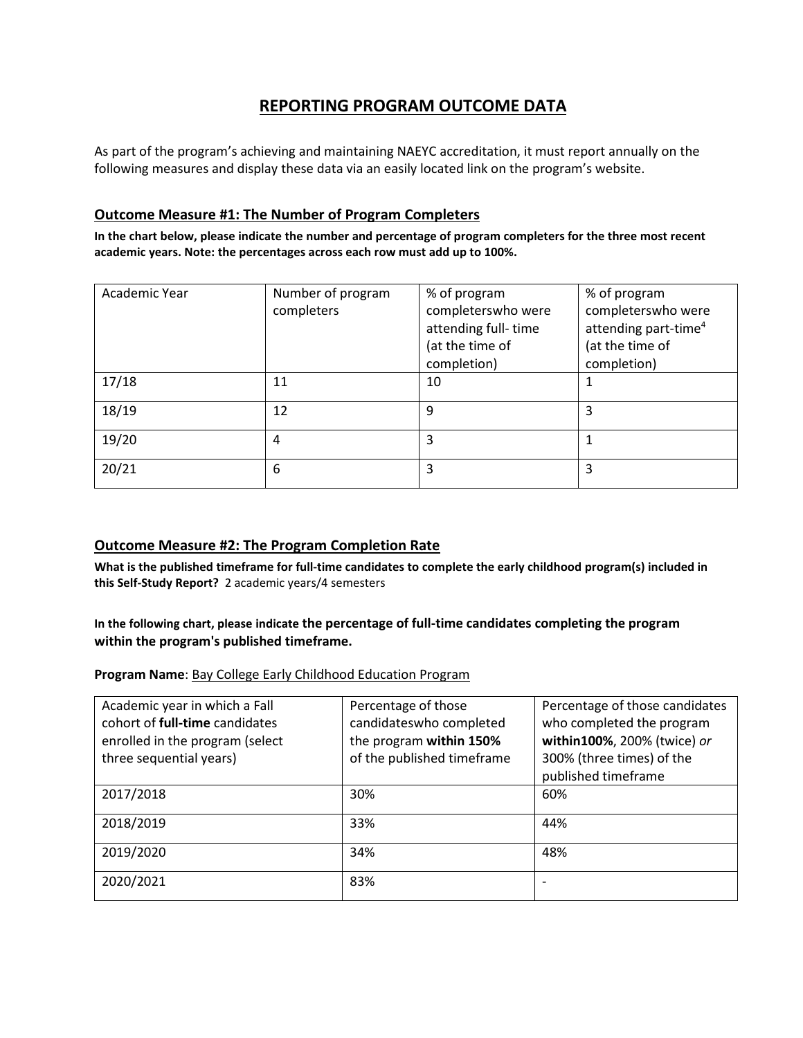# REPORTING PROGRAM OUTCOME DATA

As part of the program's achieving and maintaining NAEYC accreditation, it must report annually on the following measures and display these data via an easily located link on the program's website.

## Outcome Measure #1: The Number of Program Completers

**In the chart below, please indicate the number and percentage of program completers for the three most recent academic years. Note: the percentages across each row must add up to 100%.**

| Academic Year | Number of program completers | % of program completerswho were attending full- time (at the time of completion) | % of program completerswho were attending part-time[4] (at the time of completion) |
|---|---|---|---|
| 17/18 | 11 | 10 | 1 |
| 18/19 | 12 | 9 | 3 |
| 19/20 | 4 | 3 | 1 |
| 20/21 | 6 | 3 | 3 |

## Outcome Measure #2: The Program Completion Rate

**What is the published timeframe for full-time candidates to complete the early childhood program(s) included in this Self-Study Report?** 2 academic years/4 semesters

**In the following chart, please indicate the percentage of full-time candidates completing the program within the program's published timeframe.**

**Program Name**: Bay College Early Childhood Education Program

| Academic year in which a Fall cohort of **full-time** candidates enrolled in the program (select three sequential years) | Percentage of those candidateswho completed the program **within 150%** of the published timeframe | Percentage of those candidates who completed the program **within100%**, 200% (twice) *or* 300% (three times) of the published timeframe |
|---|---|---|
| 2017/2018 | 30% | 60% |
| 2018/2019 | 33% | 44% |
| 2019/2020 | 34% | 48% |
| 2020/2021 | 83% | - |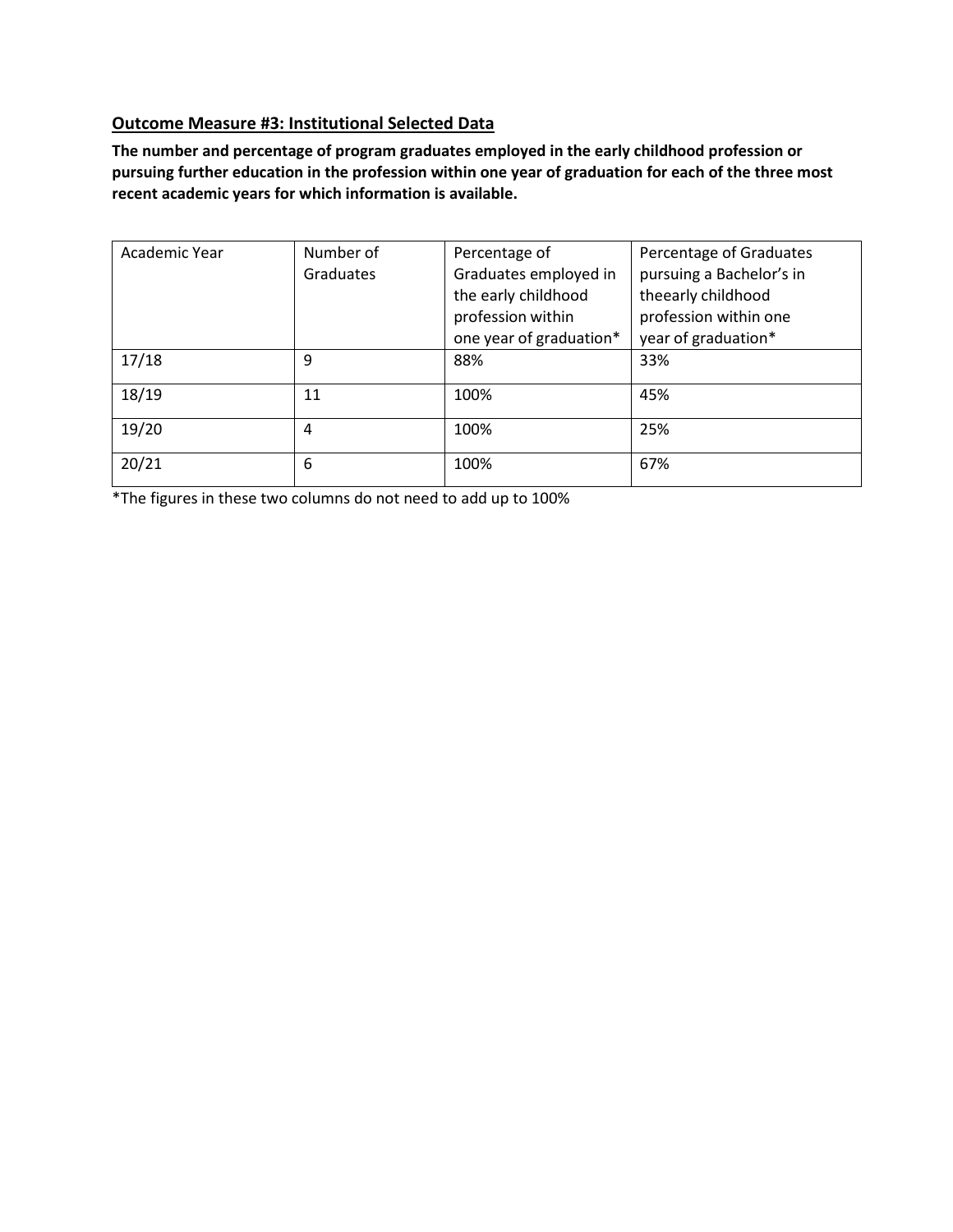**Outcome Measure #3: Institutional Selected Data**

**The number and percentage of program graduates employed in the early childhood profession or pursuing further education in the profession within one year of graduation for each of the three most recent academic years for which information is available.**

| Academic Year | Number of Graduates | Percentage of Graduates employed in the early childhood profession within one year of graduation* | Percentage of Graduates pursuing a Bachelor's in theearly childhood profession within one year of graduation* |
|---|---|---|---|
| 17/18 | 9 | 88% | 33% |
| 18/19 | 11 | 100% | 45% |
| 19/20 | 4 | 100% | 25% |
| 20/21 | 6 | 100% | 67% |

*The figures in these two columns do not need to add up to 100%